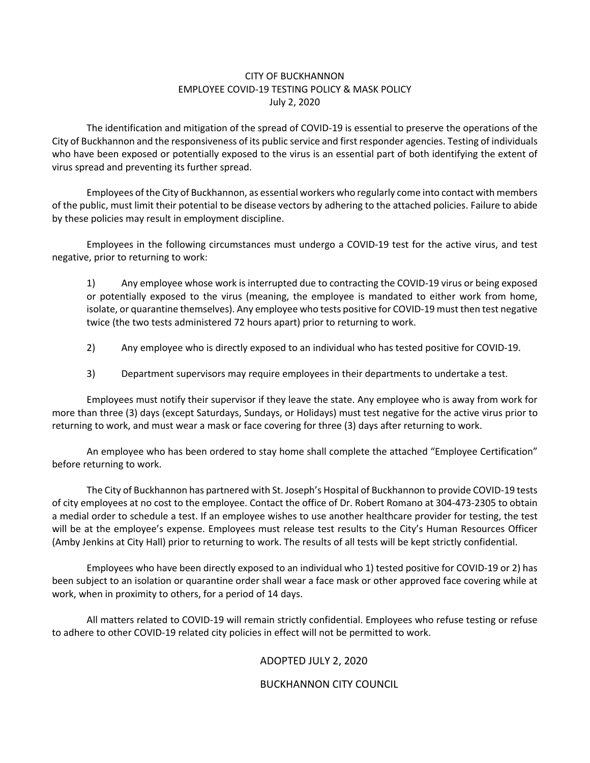# CITY OF BUCKHANNON
## EMPLOYEE COVID-19 TESTING POLICY & MASK POLICY
### July 2, 2020

The identification and mitigation of the spread of COVID-19 is essential to preserve the operations of the City of Buckhannon and the responsiveness of its public service and first responder agencies. Testing of individuals who have been exposed or potentially exposed to the virus is an essential part of both identifying the extent of virus spread and preventing its further spread.

Employees of the City of Buckhannon, as essential workers who regularly come into contact with members of the public, must limit their potential to be disease vectors by adhering to the attached policies. Failure to abide by these policies may result in employment discipline.

Employees in the following circumstances must undergo a COVID-19 test for the active virus, and test negative, prior to returning to work:

1) Any employee whose work is interrupted due to contracting the COVID-19 virus or being exposed or potentially exposed to the virus (meaning, the employee is mandated to either work from home, isolate, or quarantine themselves). Any employee who tests positive for COVID-19 must then test negative twice (the two tests administered 72 hours apart) prior to returning to work.

2) Any employee who is directly exposed to an individual who has tested positive for COVID-19.

3) Department supervisors may require employees in their departments to undertake a test.

Employees must notify their supervisor if they leave the state. Any employee who is away from work for more than three (3) days (except Saturdays, Sundays, or Holidays) must test negative for the active virus prior to returning to work, and must wear a mask or face covering for three (3) days after returning to work.

An employee who has been ordered to stay home shall complete the attached "Employee Certification" before returning to work.

The City of Buckhannon has partnered with St. Joseph's Hospital of Buckhannon to provide COVID-19 tests of city employees at no cost to the employee. Contact the office of Dr. Robert Romano at 304-473-2305 to obtain a medial order to schedule a test. If an employee wishes to use another healthcare provider for testing, the test will be at the employee's expense. Employees must release test results to the City's Human Resources Officer (Amby Jenkins at City Hall) prior to returning to work. The results of all tests will be kept strictly confidential.

Employees who have been directly exposed to an individual who 1) tested positive for COVID-19 or 2) has been subject to an isolation or quarantine order shall wear a face mask or other approved face covering while at work, when in proximity to others, for a period of 14 days.

All matters related to COVID-19 will remain strictly confidential. Employees who refuse testing or refuse to adhere to other COVID-19 related city policies in effect will not be permitted to work.

ADOPTED JULY 2, 2020

BUCKHANNON CITY COUNCIL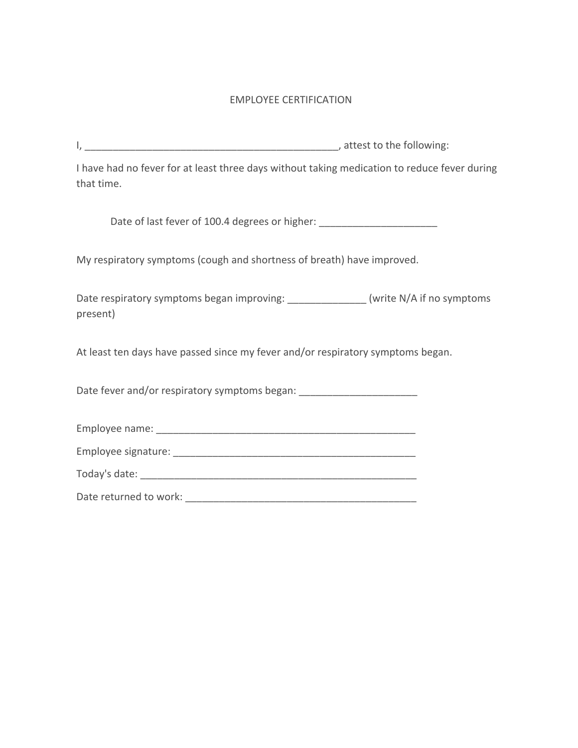# EMPLOYEE CERTIFICATION

I, _______________________________________________, attest to the following:

I have had no fever for at least three days without taking medication to reduce fever during that time.

Date of last fever of 100.4 degrees or higher: _____________________

My respiratory symptoms (cough and shortness of breath) have improved.

Date respiratory symptoms began improving: ______________ (write N/A if no symptoms present)

At least ten days have passed since my fever and/or respiratory symptoms began.

Date fever and/or respiratory symptoms began: _____________________

Employee name: ________________________________________________

Employee signature: ____________________________________________

Today's date: __________________________________________________

Date returned to work: __________________________________________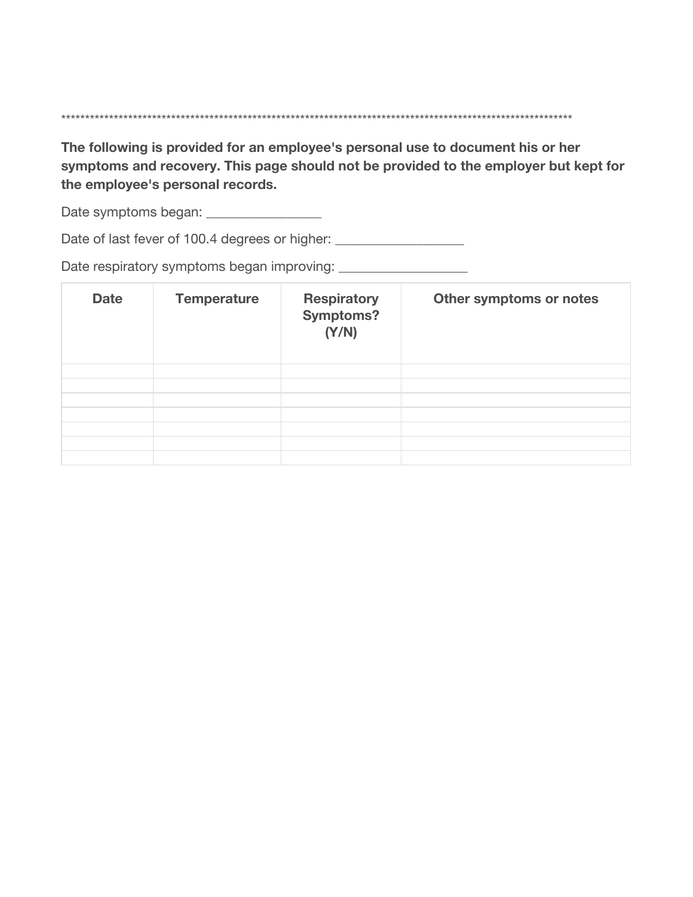*******************************************************************************************************************

**The following is provided for an employee's personal use to document his or her symptoms and recovery. This page should not be provided to the employer but kept for the employee's personal records.**

Date symptoms began: ________________

Date of last fever of 100.4 degrees or higher: _________________

Date respiratory symptoms began improving: _________________

| Date | Temperature | Respiratory Symptoms? (Y/N) | Other symptoms or notes |
|---|---|---|---|
| | | | |
| | | | |
| | | | |
| | | | |
| | | | |
| | | | |
| | | | |